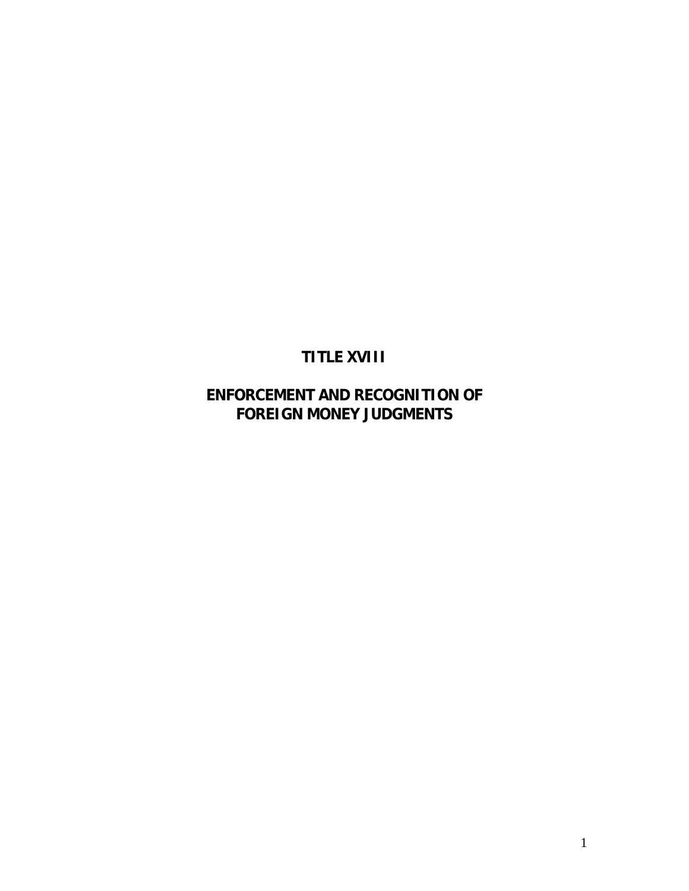# TITLE XVIII

## ENFORCEMENT AND RECOGNITION OF FOREIGN MONEY JUDGMENTS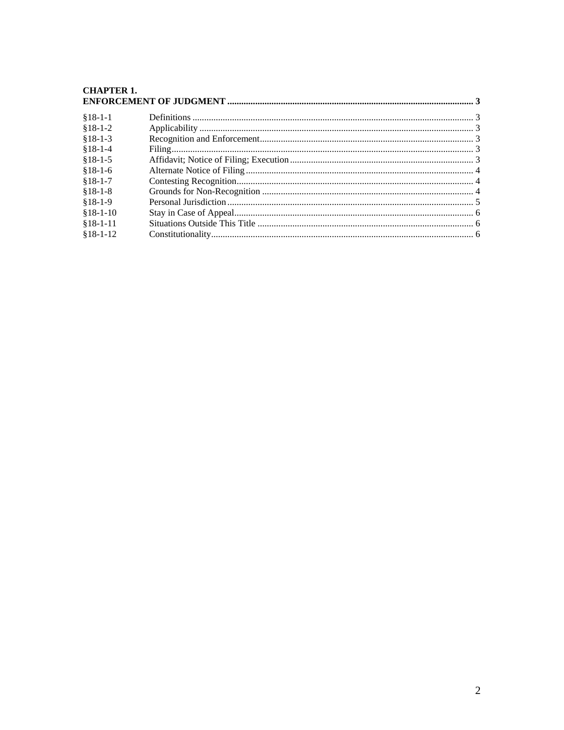**CHAPTER 1.**
**ENFORCEMENT OF JUDGMENT** ........................................................................................................ 3

| | | |
|---|---|---|
| §18-1-1 | Definitions | 3 |
| §18-1-2 | Applicability | 3 |
| §18-1-3 | Recognition and Enforcement | 3 |
| §18-1-4 | Filing | 3 |
| §18-1-5 | Affidavit; Notice of Filing; Execution | 3 |
| §18-1-6 | Alternate Notice of Filing | 4 |
| §18-1-7 | Contesting Recognition | 4 |
| §18-1-8 | Grounds for Non-Recognition | 4 |
| §18-1-9 | Personal Jurisdiction | 5 |
| §18-1-10 | Stay in Case of Appeal | 6 |
| §18-1-11 | Situations Outside This Title | 6 |
| §18-1-12 | Constitutionality | 6 |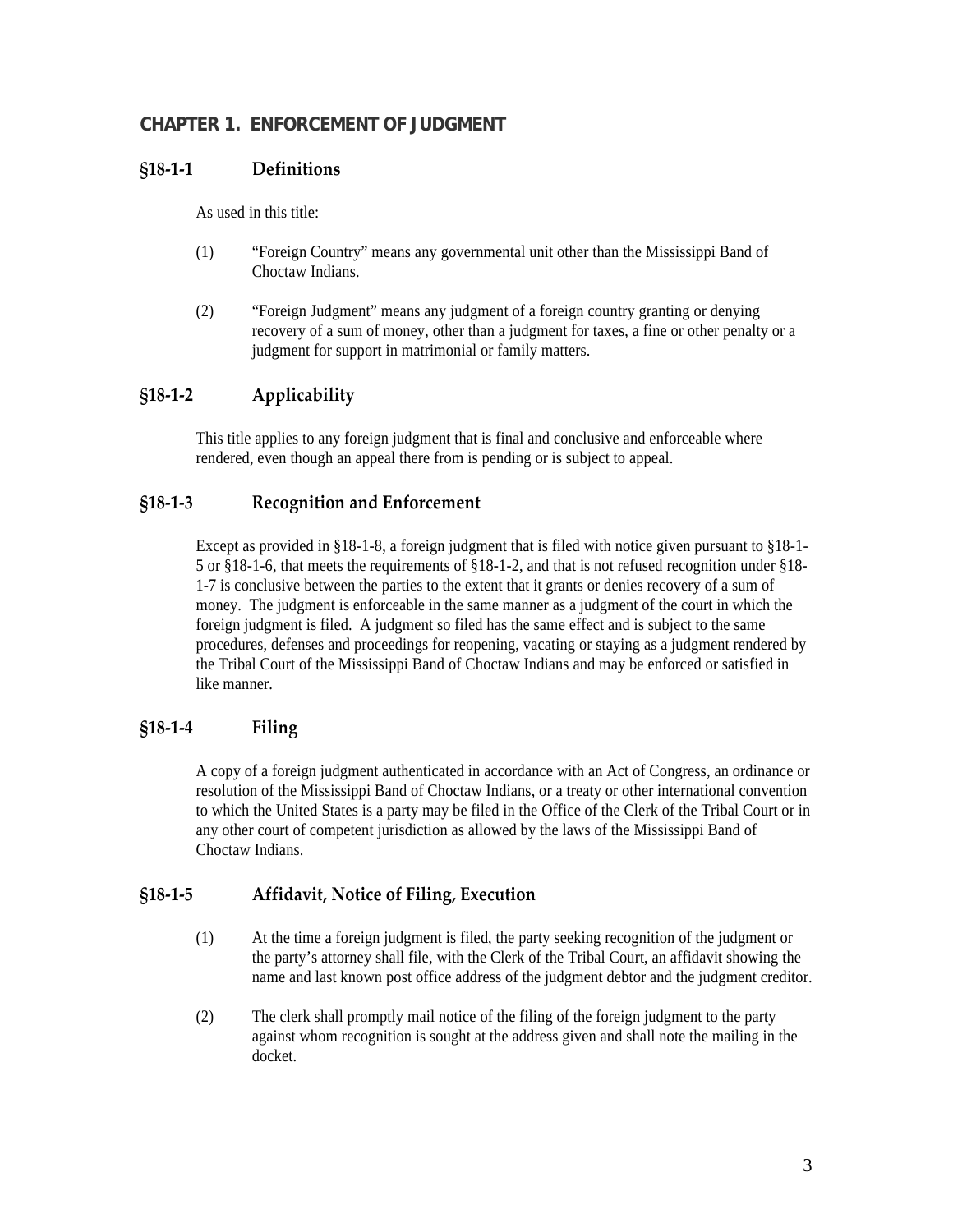## CHAPTER 1. ENFORCEMENT OF JUDGMENT

### §18-1-1 Definitions

As used in this title:

(1) "Foreign Country" means any governmental unit other than the Mississippi Band of Choctaw Indians.

(2) "Foreign Judgment" means any judgment of a foreign country granting or denying recovery of a sum of money, other than a judgment for taxes, a fine or other penalty or a judgment for support in matrimonial or family matters.

### §18-1-2 Applicability

This title applies to any foreign judgment that is final and conclusive and enforceable where rendered, even though an appeal there from is pending or is subject to appeal.

### §18-1-3 Recognition and Enforcement

Except as provided in §18-1-8, a foreign judgment that is filed with notice given pursuant to §18-1-5 or §18-1-6, that meets the requirements of §18-1-2, and that is not refused recognition under §18-1-7 is conclusive between the parties to the extent that it grants or denies recovery of a sum of money. The judgment is enforceable in the same manner as a judgment of the court in which the foreign judgment is filed. A judgment so filed has the same effect and is subject to the same procedures, defenses and proceedings for reopening, vacating or staying as a judgment rendered by the Tribal Court of the Mississippi Band of Choctaw Indians and may be enforced or satisfied in like manner.

### §18-1-4 Filing

A copy of a foreign judgment authenticated in accordance with an Act of Congress, an ordinance or resolution of the Mississippi Band of Choctaw Indians, or a treaty or other international convention to which the United States is a party may be filed in the Office of the Clerk of the Tribal Court or in any other court of competent jurisdiction as allowed by the laws of the Mississippi Band of Choctaw Indians.

### §18-1-5 Affidavit, Notice of Filing, Execution

(1) At the time a foreign judgment is filed, the party seeking recognition of the judgment or the party's attorney shall file, with the Clerk of the Tribal Court, an affidavit showing the name and last known post office address of the judgment debtor and the judgment creditor.

(2) The clerk shall promptly mail notice of the filing of the foreign judgment to the party against whom recognition is sought at the address given and shall note the mailing in the docket.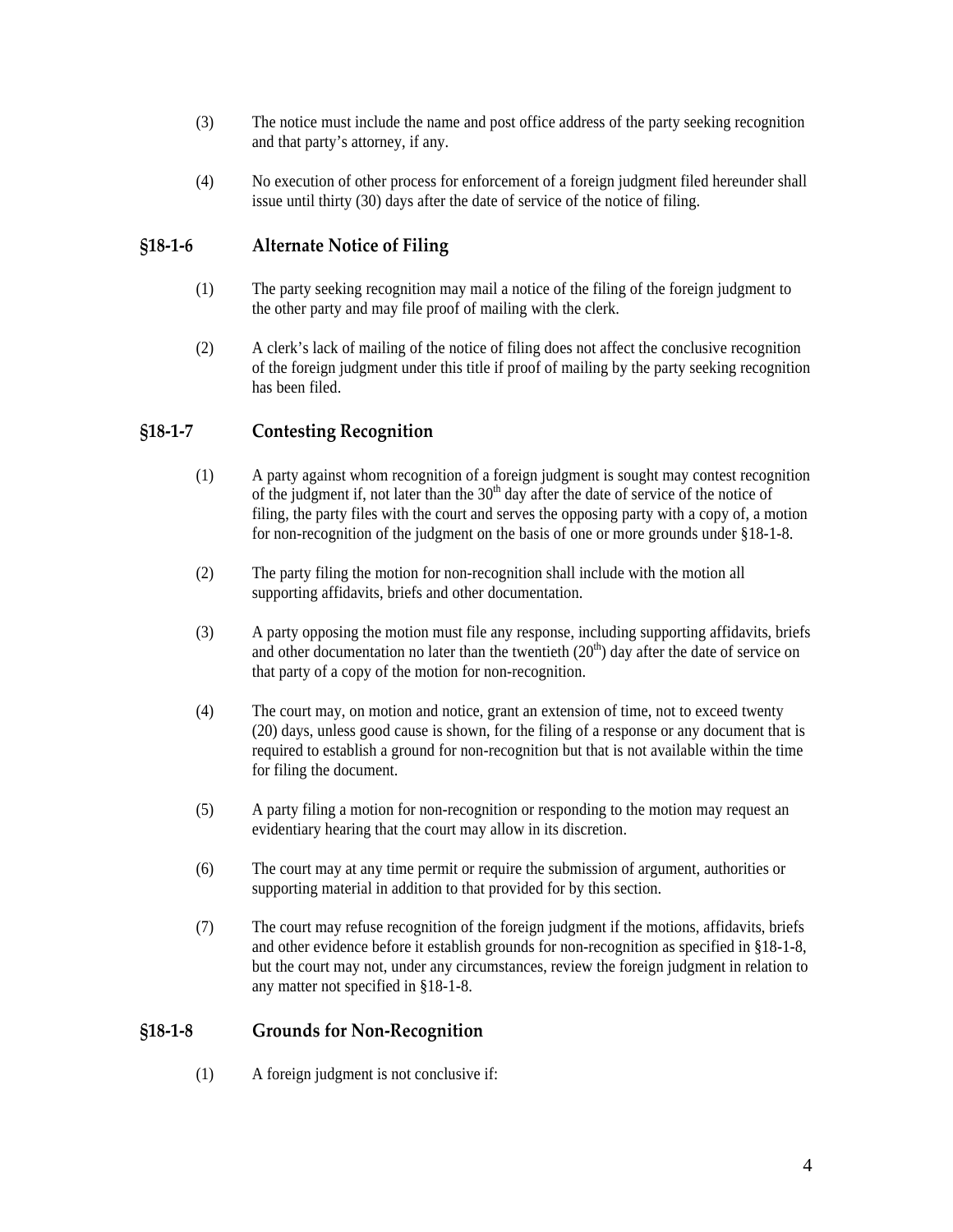(3) The notice must include the name and post office address of the party seeking recognition and that party's attorney, if any.

(4) No execution of other process for enforcement of a foreign judgment filed hereunder shall issue until thirty (30) days after the date of service of the notice of filing.

## §18-1-6 Alternate Notice of Filing

(1) The party seeking recognition may mail a notice of the filing of the foreign judgment to the other party and may file proof of mailing with the clerk.

(2) A clerk's lack of mailing of the notice of filing does not affect the conclusive recognition of the foreign judgment under this title if proof of mailing by the party seeking recognition has been filed.

## §18-1-7 Contesting Recognition

(1) A party against whom recognition of a foreign judgment is sought may contest recognition of the judgment if, not later than the 30th day after the date of service of the notice of filing, the party files with the court and serves the opposing party with a copy of, a motion for non-recognition of the judgment on the basis of one or more grounds under §18-1-8.

(2) The party filing the motion for non-recognition shall include with the motion all supporting affidavits, briefs and other documentation.

(3) A party opposing the motion must file any response, including supporting affidavits, briefs and other documentation no later than the twentieth (20th) day after the date of service on that party of a copy of the motion for non-recognition.

(4) The court may, on motion and notice, grant an extension of time, not to exceed twenty (20) days, unless good cause is shown, for the filing of a response or any document that is required to establish a ground for non-recognition but that is not available within the time for filing the document.

(5) A party filing a motion for non-recognition or responding to the motion may request an evidentiary hearing that the court may allow in its discretion.

(6) The court may at any time permit or require the submission of argument, authorities or supporting material in addition to that provided for by this section.

(7) The court may refuse recognition of the foreign judgment if the motions, affidavits, briefs and other evidence before it establish grounds for non-recognition as specified in §18-1-8, but the court may not, under any circumstances, review the foreign judgment in relation to any matter not specified in §18-1-8.

## §18-1-8 Grounds for Non-Recognition

(1) A foreign judgment is not conclusive if: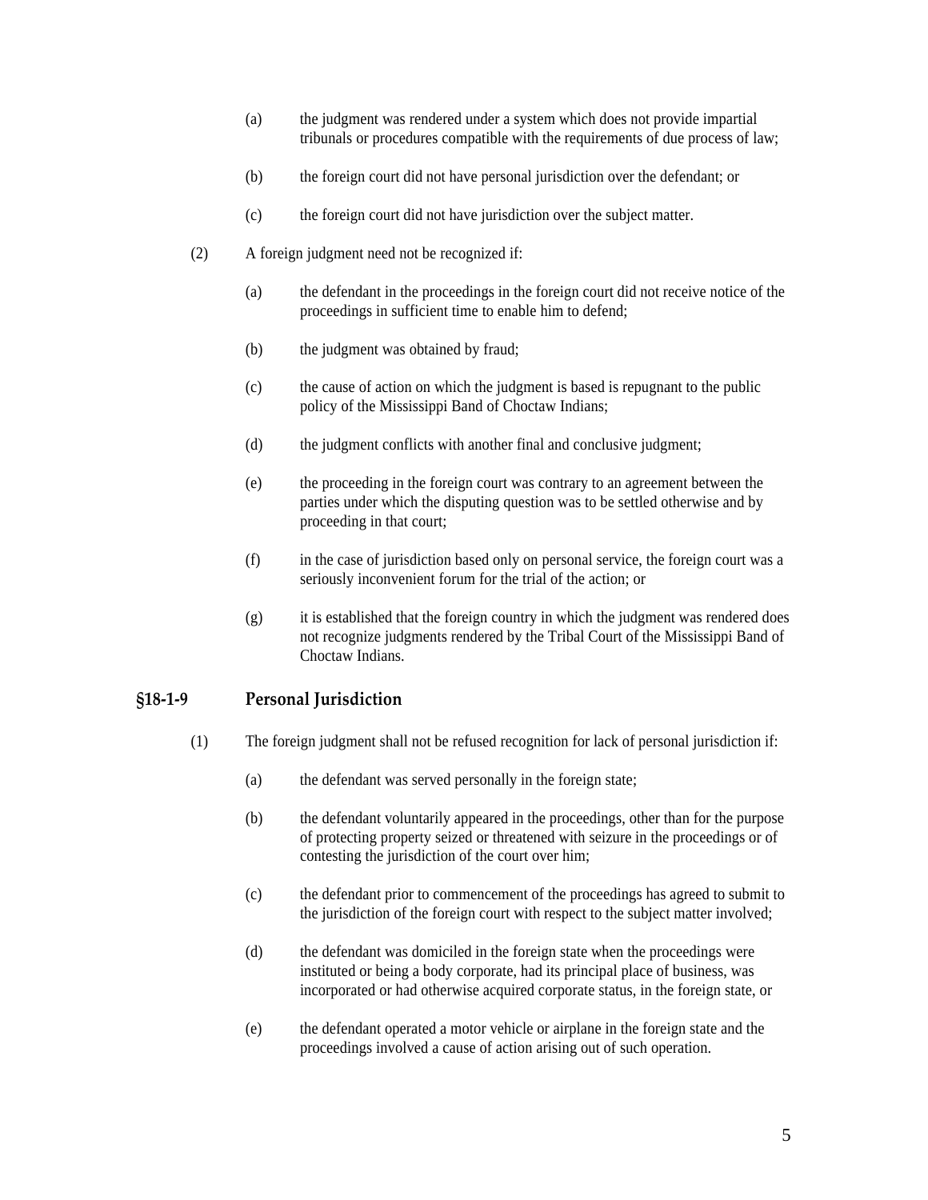(a) the judgment was rendered under a system which does not provide impartial tribunals or procedures compatible with the requirements of due process of law;

(b) the foreign court did not have personal jurisdiction over the defendant; or

(c) the foreign court did not have jurisdiction over the subject matter.

(2) A foreign judgment need not be recognized if:

(a) the defendant in the proceedings in the foreign court did not receive notice of the proceedings in sufficient time to enable him to defend;

(b) the judgment was obtained by fraud;

(c) the cause of action on which the judgment is based is repugnant to the public policy of the Mississippi Band of Choctaw Indians;

(d) the judgment conflicts with another final and conclusive judgment;

(e) the proceeding in the foreign court was contrary to an agreement between the parties under which the disputing question was to be settled otherwise and by proceeding in that court;

(f) in the case of jurisdiction based only on personal service, the foreign court was a seriously inconvenient forum for the trial of the action; or

(g) it is established that the foreign country in which the judgment was rendered does not recognize judgments rendered by the Tribal Court of the Mississippi Band of Choctaw Indians.

## §18-1-9 Personal Jurisdiction

(1) The foreign judgment shall not be refused recognition for lack of personal jurisdiction if:

(a) the defendant was served personally in the foreign state;

(b) the defendant voluntarily appeared in the proceedings, other than for the purpose of protecting property seized or threatened with seizure in the proceedings or of contesting the jurisdiction of the court over him;

(c) the defendant prior to commencement of the proceedings has agreed to submit to the jurisdiction of the foreign court with respect to the subject matter involved;

(d) the defendant was domiciled in the foreign state when the proceedings were instituted or being a body corporate, had its principal place of business, was incorporated or had otherwise acquired corporate status, in the foreign state, or

(e) the defendant operated a motor vehicle or airplane in the foreign state and the proceedings involved a cause of action arising out of such operation.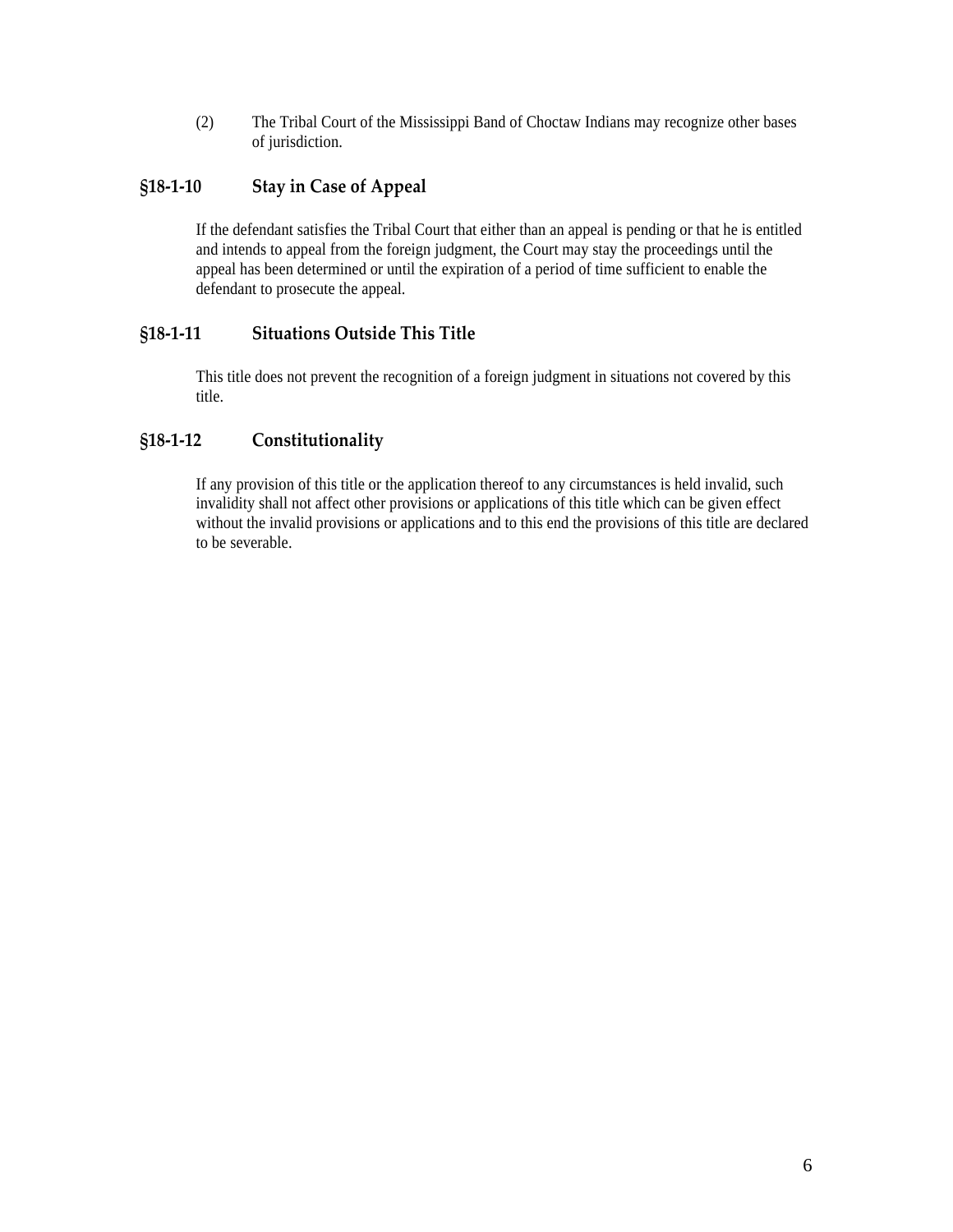(2) The Tribal Court of the Mississippi Band of Choctaw Indians may recognize other bases of jurisdiction.

## §18-1-10 Stay in Case of Appeal

If the defendant satisfies the Tribal Court that either than an appeal is pending or that he is entitled and intends to appeal from the foreign judgment, the Court may stay the proceedings until the appeal has been determined or until the expiration of a period of time sufficient to enable the defendant to prosecute the appeal.

## §18-1-11 Situations Outside This Title

This title does not prevent the recognition of a foreign judgment in situations not covered by this title.

## §18-1-12 Constitutionality

If any provision of this title or the application thereof to any circumstances is held invalid, such invalidity shall not affect other provisions or applications of this title which can be given effect without the invalid provisions or applications and to this end the provisions of this title are declared to be severable.